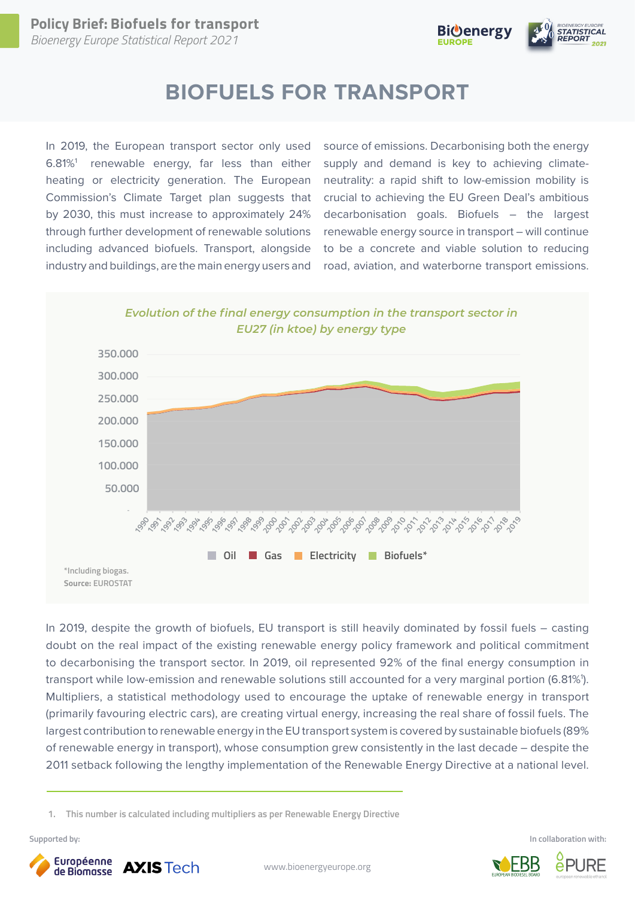# BIOFUELS FOR TRANSPORT

In 2019, the European transport sector only used 6.81%[1] renewable energy, far less than either heating or electricity generation. The European Commission's Climate Target plan suggests that by 2030, this must increase to approximately 24% through further development of renewable solutions including advanced biofuels. Transport, alongside industry and buildings, are the main energy users and source of emissions. Decarbonising both the energy supply and demand is key to achieving climate-neutrality: a rapid shift to low-emission mobility is crucial to achieving the EU Green Deal's ambitious decarbonisation goals. Biofuels – the largest renewable energy source in transport – will continue to be a concrete and viable solution to reducing road, aviation, and waterborne transport emissions.

*Evolution of the final energy consumption in the transport sector in EU27 (in ktoe) by energy type*

Oil | Gas | Electricity | Biofuels*

*Including biogas.
**Source:** EUROSTAT

In 2019, despite the growth of biofuels, EU transport is still heavily dominated by fossil fuels – casting doubt on the real impact of the existing renewable energy policy framework and political commitment to decarbonising the transport sector. In 2019, oil represented 92% of the final energy consumption in transport while low-emission and renewable solutions still accounted for a very marginal portion (6.81%[1]). Multipliers, a statistical methodology used to encourage the uptake of renewable energy in transport (primarily favouring electric cars), are creating virtual energy, increasing the real share of fossil fuels. The largest contribution to renewable energy in the EU transport system is covered by sustainable biofuels (89% of renewable energy in transport), whose consumption grew consistently in the last decade – despite the 2011 setback following the lengthy implementation of the Renewable Energy Directive at a national level.

1. This number is calculated including multipliers as per Renewable Energy Directive

Supported by: Européenne de Biomasse, AXIS Tech

www.bioenergyeurope.org

In collaboration with: EBB European Biodiesel Board, ePURE european renewable ethanol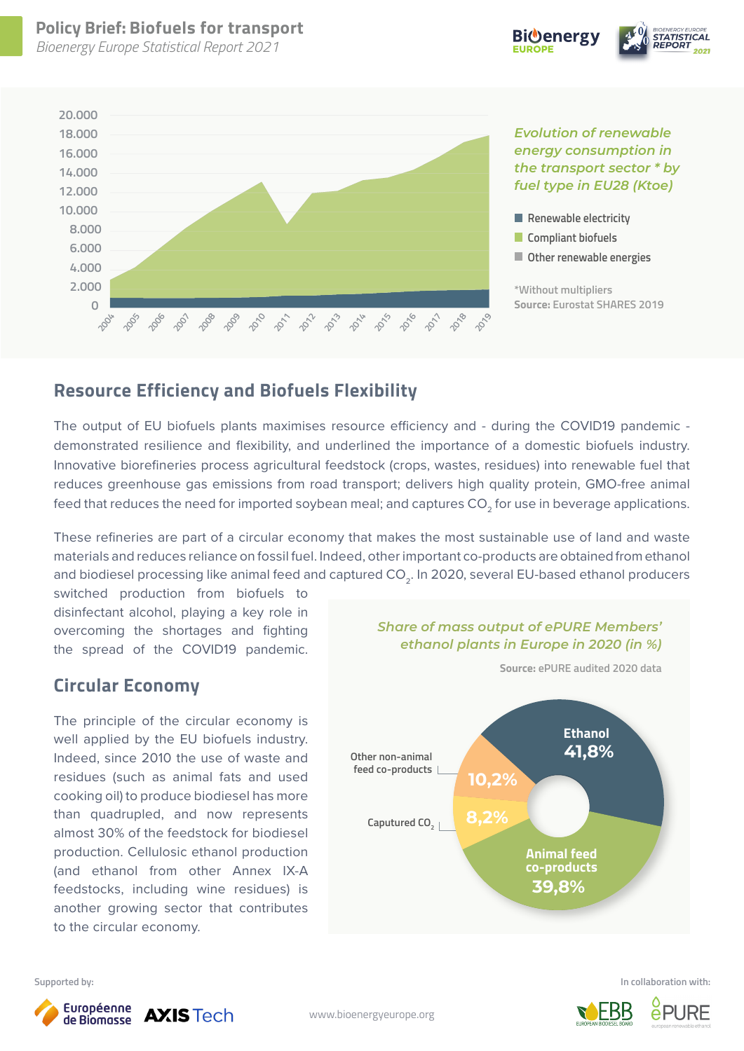*Evolution of renewable energy consumption in the transport sector * by fuel type in EU28 (Ktoe)*

- Renewable electricity
- Compliant biofuels
- Other renewable energies

*Without multipliers
**Source:** Eurostat SHARES 2019

## Resource Efficiency and Biofuels Flexibility

The output of EU biofuels plants maximises resource efficiency and - during the COVID19 pandemic - demonstrated resilience and flexibility, and underlined the importance of a domestic biofuels industry. Innovative biorefineries process agricultural feedstock (crops, wastes, residues) into renewable fuel that reduces greenhouse gas emissions from road transport; delivers high quality protein, GMO-free animal feed that reduces the need for imported soybean meal; and captures $CO_2$ for use in beverage applications.

These refineries are part of a circular economy that makes the most sustainable use of land and waste materials and reduces reliance on fossil fuel. Indeed, other important co-products are obtained from ethanol and biodiesel processing like animal feed and captured $CO_2$. In 2020, several EU-based ethanol producers switched production from biofuels to disinfectant alcohol, playing a key role in overcoming the shortages and fighting the spread of the COVID19 pandemic.

## Circular Economy

The principle of the circular economy is well applied by the EU biofuels industry. Indeed, since 2010 the use of waste and residues (such as animal fats and used cooking oil) to produce biodiesel has more than quadrupled, and now represents almost 30% of the feedstock for biodiesel production. Cellulosic ethanol production (and ethanol from other Annex IX-A feedstocks, including wine residues) is another growing sector that contributes to the circular economy.

*Share of mass output of ePURE Members' ethanol plants in Europe in 2020 (in %)*

**Source:** ePURE audited 2020 data

| Output | Share |
|---|---|
| Ethanol | 41,8% |
| Animal feed co-products | 39,8% |
| Other non-animal feed co-products | 10,2% |
| Caputured $CO_2$ | 8,2% |

Supported by: Européenne de Biomasse, AXIS Tech

www.bioenergyeurope.org

In collaboration with: EBB, ePURE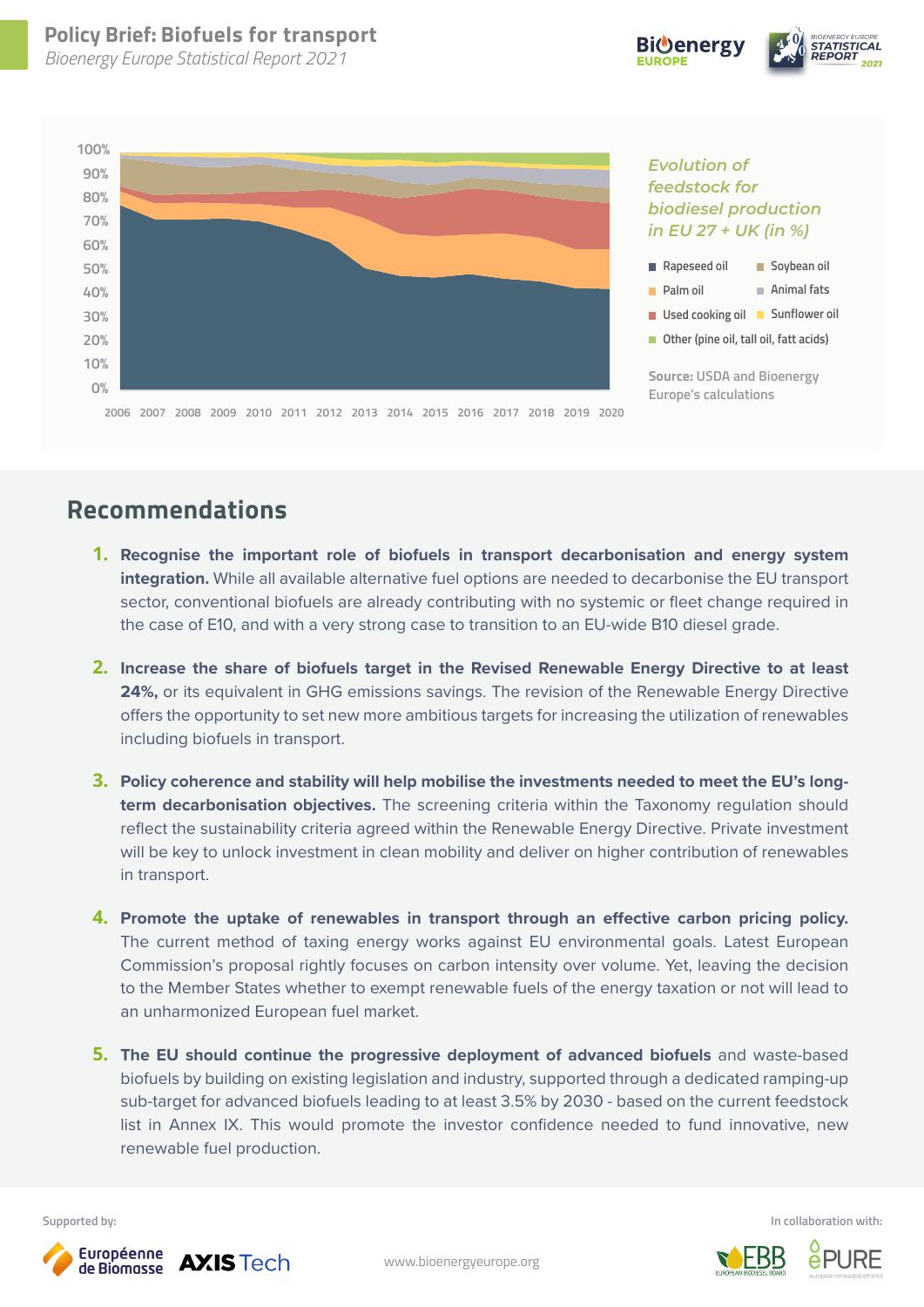100%
90%
80%
70%
60%
50%
40%
30%
20%
10%
0%

2006 2007 2008 2009 2010 2011 2012 2013 2014 2015 2016 2017 2018 2019 2020

*Evolution of feedstock for biodiesel production in EU 27 + UK (in %)*

Rapeseed oil
Soybean oil
Palm oil
Animal fats
Used cooking oil
Sunflower oil
Other (pine oil, tall oil, fatt acids)

**Source:** USDA and Bioenergy Europe's calculations

## Recommendations

1. **Recognise the important role of biofuels in transport decarbonisation and energy system integration.** While all available alternative fuel options are needed to decarbonise the EU transport sector, conventional biofuels are already contributing with no systemic or fleet change required in the case of E10, and with a very strong case to transition to an EU-wide B10 diesel grade.

2. **Increase the share of biofuels target in the Revised Renewable Energy Directive to at least 24%,** or its equivalent in GHG emissions savings. The revision of the Renewable Energy Directive offers the opportunity to set new more ambitious targets for increasing the utilization of renewables including biofuels in transport.

3. **Policy coherence and stability will help mobilise the investments needed to meet the EU's long-term decarbonisation objectives.** The screening criteria within the Taxonomy regulation should reflect the sustainability criteria agreed within the Renewable Energy Directive. Private investment will be key to unlock investment in clean mobility and deliver on higher contribution of renewables in transport.

4. **Promote the uptake of renewables in transport through an effective carbon pricing policy.** The current method of taxing energy works against EU environmental goals. Latest European Commission's proposal rightly focuses on carbon intensity over volume. Yet, leaving the decision to the Member States whether to exempt renewable fuels of the energy taxation or not will lead to an unharmonized European fuel market.

5. **The EU should continue the progressive deployment of advanced biofuels** and waste-based biofuels by building on existing legislation and industry, supported through a dedicated ramping-up sub-target for advanced biofuels leading to at least 3.5% by 2030 - based on the current feedstock list in Annex IX. This would promote the investor confidence needed to fund innovative, new renewable fuel production.

Supported by: Européenne de Biomasse, AXIS Tech

www.bioenergyeurope.org

In collaboration with: EBB European Biodiesel Board, ePURE european renewable ethanol